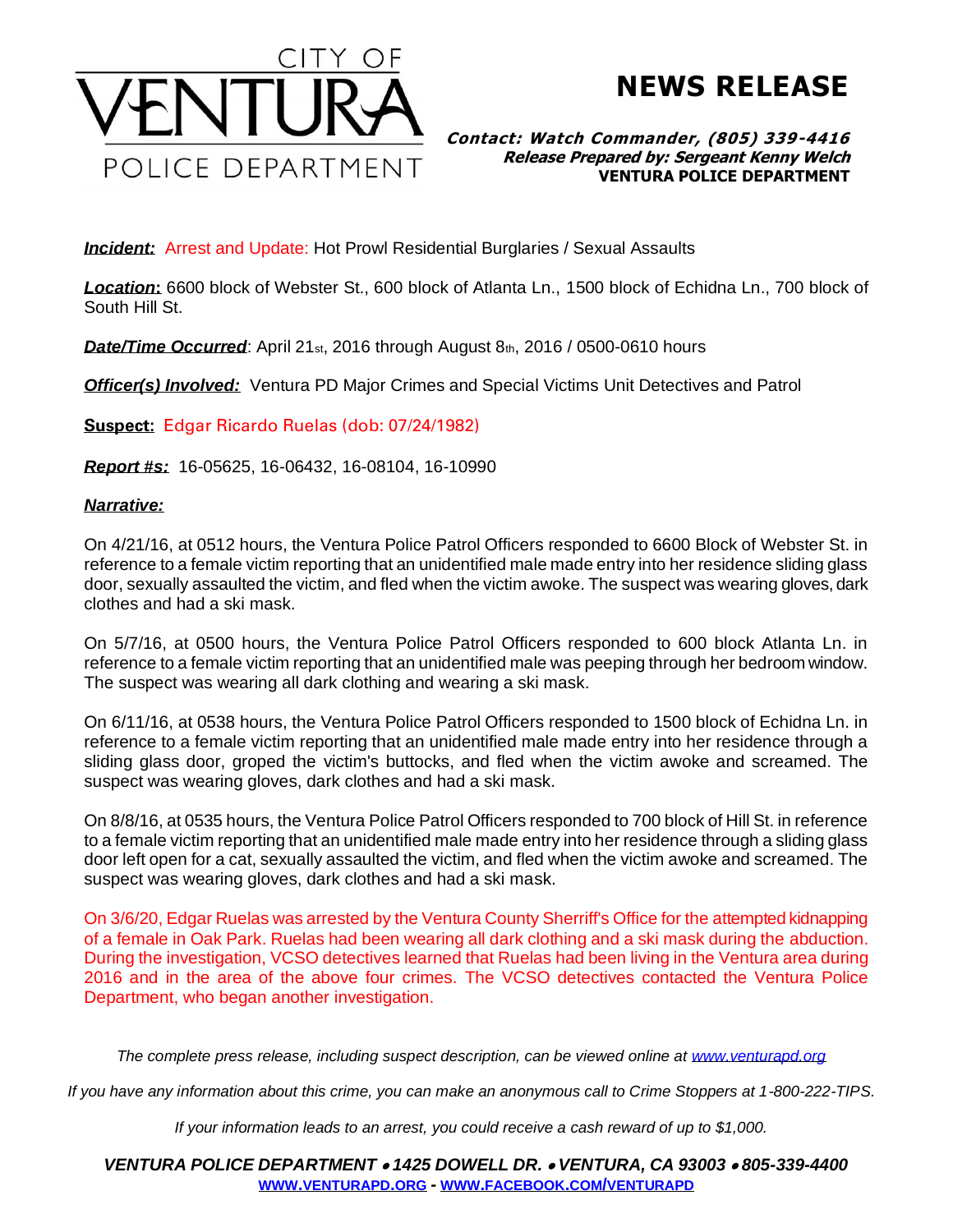# CITY OF VENTURA POLICE DEPARTMENT

# NEWS RELEASE

***Contact: Watch Commander, (805) 339-4416***
***Release Prepared by: Sergeant Kenny Welch***
**VENTURA POLICE DEPARTMENT**

***Incident:*** Arrest and Update: Hot Prowl Residential Burglaries / Sexual Assaults

***Location*:** 6600 block of Webster St., 600 block of Atlanta Ln., 1500 block of Echidna Ln., 700 block of South Hill St.

***Date/Time Occurred***: April 21st, 2016 through August 8th, 2016 / 0500-0610 hours

***Officer(s) Involved:*** Ventura PD Major Crimes and Special Victims Unit Detectives and Patrol

**Suspect:** Edgar Ricardo Ruelas (dob: 07/24/1982)

***Report #s:*** 16-05625, 16-06432, 16-08104, 16-10990

***Narrative:***

On 4/21/16, at 0512 hours, the Ventura Police Patrol Officers responded to 6600 Block of Webster St. in reference to a female victim reporting that an unidentified male made entry into her residence sliding glass door, sexually assaulted the victim, and fled when the victim awoke. The suspect was wearing gloves, dark clothes and had a ski mask.

On 5/7/16, at 0500 hours, the Ventura Police Patrol Officers responded to 600 block Atlanta Ln. in reference to a female victim reporting that an unidentified male was peeping through her bedroom window. The suspect was wearing all dark clothing and wearing a ski mask.

On 6/11/16, at 0538 hours, the Ventura Police Patrol Officers responded to 1500 block of Echidna Ln. in reference to a female victim reporting that an unidentified male made entry into her residence through a sliding glass door, groped the victim's buttocks, and fled when the victim awoke and screamed. The suspect was wearing gloves, dark clothes and had a ski mask.

On 8/8/16, at 0535 hours, the Ventura Police Patrol Officers responded to 700 block of Hill St. in reference to a female victim reporting that an unidentified male made entry into her residence through a sliding glass door left open for a cat, sexually assaulted the victim, and fled when the victim awoke and screamed. The suspect was wearing gloves, dark clothes and had a ski mask.

On 3/6/20, Edgar Ruelas was arrested by the Ventura County Sherriff's Office for the attempted kidnapping of a female in Oak Park. Ruelas had been wearing all dark clothing and a ski mask during the abduction. During the investigation, VCSO detectives learned that Ruelas had been living in the Ventura area during 2016 and in the area of the above four crimes. The VCSO detectives contacted the Ventura Police Department, who began another investigation.

*The complete press release, including suspect description, can be viewed online at [www.venturapd.org](http://www.venturapd.org)*

*If you have any information about this crime, you can make an anonymous call to Crime Stoppers at 1-800-222-TIPS.*

*If your information leads to an arrest, you could receive a cash reward of up to $1,000.*

***VENTURA POLICE DEPARTMENT • 1425 DOWELL DR. • VENTURA, CA 93003 • 805-339-4400***
**[WWW.VENTURAPD.ORG](http://www.venturapd.org) - [WWW.FACEBOOK.COM/VENTURAPD](http://www.facebook.com/venturapd)**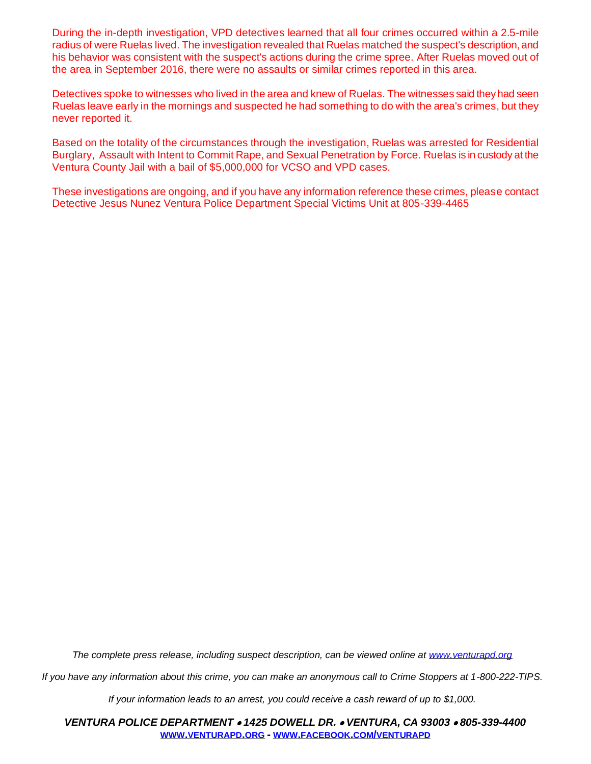During the in-depth investigation, VPD detectives learned that all four crimes occurred within a 2.5-mile radius of were Ruelas lived. The investigation revealed that Ruelas matched the suspect's description, and his behavior was consistent with the suspect's actions during the crime spree. After Ruelas moved out of the area in September 2016, there were no assaults or similar crimes reported in this area.

Detectives spoke to witnesses who lived in the area and knew of Ruelas. The witnesses said they had seen Ruelas leave early in the mornings and suspected he had something to do with the area's crimes, but they never reported it.

Based on the totality of the circumstances through the investigation, Ruelas was arrested for Residential Burglary, Assault with Intent to Commit Rape, and Sexual Penetration by Force. Ruelas is in custody at the Ventura County Jail with a bail of $5,000,000 for VCSO and VPD cases.

These investigations are ongoing, and if you have any information reference these crimes, please contact Detective Jesus Nunez Ventura Police Department Special Victims Unit at 805-339-4465

*The complete press release, including suspect description, can be viewed online at [www.venturapd.org](http://www.venturapd.org)*

*If you have any information about this crime, you can make an anonymous call to Crime Stoppers at 1-800-222-TIPS.*

*If your information leads to an arrest, you could receive a cash reward of up to $1,000.*

***VENTURA POLICE DEPARTMENT • 1425 DOWELL DR. • VENTURA, CA 93003 • 805-339-4400***

**[WWW.VENTURAPD.ORG](http://www.venturapd.org) - [WWW.FACEBOOK.COM/VENTURAPD](http://www.facebook.com/venturapd)**